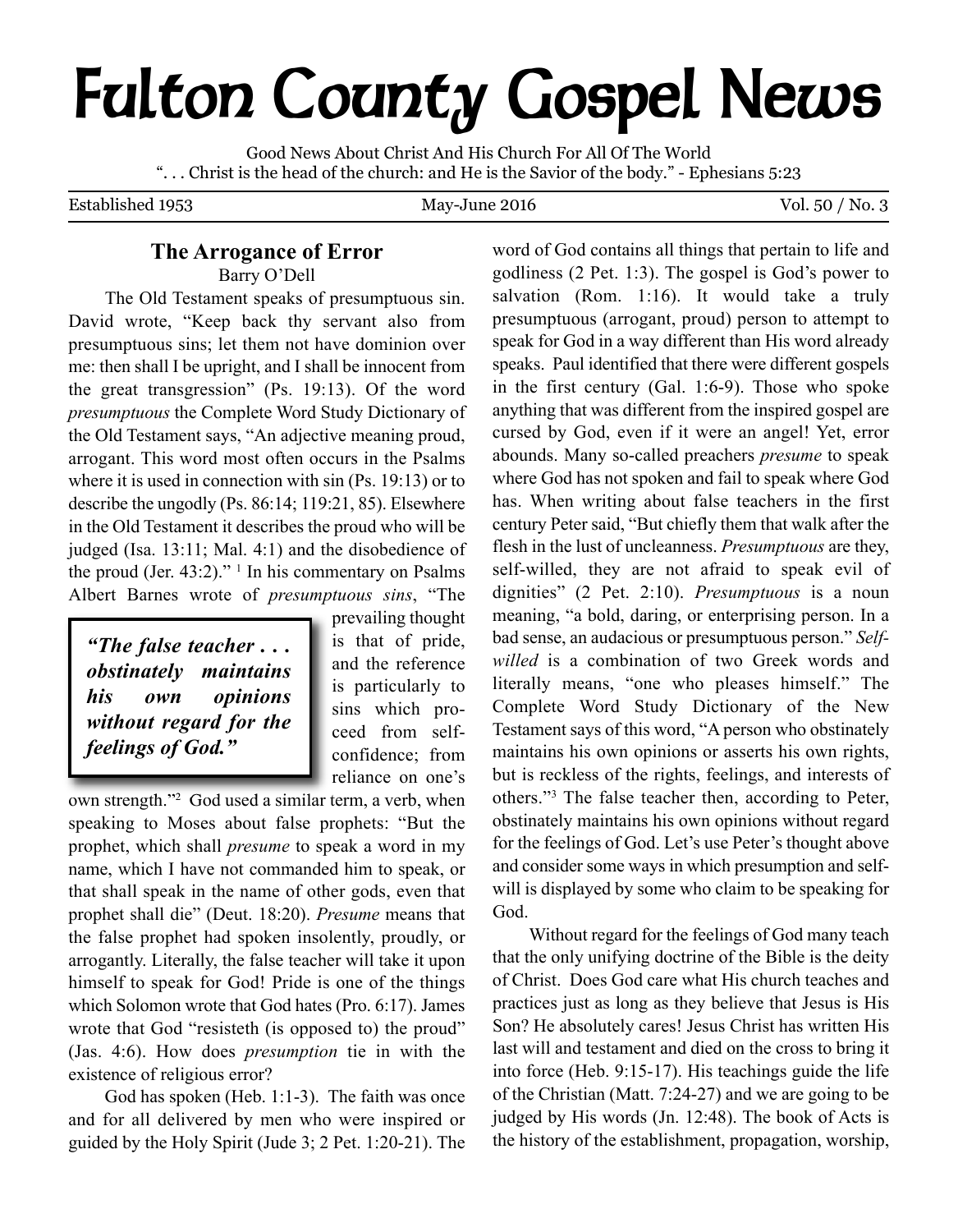# Fulton County Gospel News

Good News About Christ And His Church For All Of The World
". . . Christ is the head of the church: and He is the Savior of the body." - Ephesians 5:23

Established 1953 | May-June 2016 | Vol. 50 / No. 3

## The Arrogance of Error

Barry O'Dell

The Old Testament speaks of presumptuous sin. David wrote, "Keep back thy servant also from presumptuous sins; let them not have dominion over me: then shall I be upright, and I shall be innocent from the great transgression" (Ps. 19:13). Of the word *presumptuous* the Complete Word Study Dictionary of the Old Testament says, "An adjective meaning proud, arrogant. This word most often occurs in the Psalms where it is used in connection with sin (Ps. 19:13) or to describe the ungodly (Ps. 86:14; 119:21, 85). Elsewhere in the Old Testament it describes the proud who will be judged (Isa. 13:11; Mal. 4:1) and the disobedience of the proud (Jer. 43:2)." [1] In his commentary on Psalms Albert Barnes wrote of *presumptuous sins*, "The prevailing thought is that of pride, and the reference is particularly to sins which proceed from self-confidence; from reliance on one's own strength."[2] God used a similar term, a verb, when speaking to Moses about false prophets: "But the prophet, which shall *presume* to speak a word in my name, which I have not commanded him to speak, or that shall speak in the name of other gods, even that prophet shall die" (Deut. 18:20). *Presume* means that the false prophet had spoken insolently, proudly, or arrogantly. Literally, the false teacher will take it upon himself to speak for God! Pride is one of the things which Solomon wrote that God hates (Pro. 6:17). James wrote that God "resisteth (is opposed to) the proud" (Jas. 4:6). How does *presumption* tie in with the existence of religious error?

> ***"The false teacher . . . obstinately maintains his own opinions without regard for the feelings of God."***

God has spoken (Heb. 1:1-3). The faith was once and for all delivered by men who were inspired or guided by the Holy Spirit (Jude 3; 2 Pet. 1:20-21). The word of God contains all things that pertain to life and godliness (2 Pet. 1:3). The gospel is God's power to salvation (Rom. 1:16). It would take a truly presumptuous (arrogant, proud) person to attempt to speak for God in a way different than His word already speaks. Paul identified that there were different gospels in the first century (Gal. 1:6-9). Those who spoke anything that was different from the inspired gospel are cursed by God, even if it were an angel! Yet, error abounds. Many so-called preachers *presume* to speak where God has not spoken and fail to speak where God has. When writing about false teachers in the first century Peter said, "But chiefly them that walk after the flesh in the lust of uncleanness. *Presumptuous* are they, self-willed, they are not afraid to speak evil of dignities" (2 Pet. 2:10). *Presumptuous* is a noun meaning, "a bold, daring, or enterprising person. In a bad sense, an audacious or presumptuous person." *Self-willed* is a combination of two Greek words and literally means, "one who pleases himself." The Complete Word Study Dictionary of the New Testament says of this word, "A person who obstinately maintains his own opinions or asserts his own rights, but is reckless of the rights, feelings, and interests of others."[3] The false teacher then, according to Peter, obstinately maintains his own opinions without regard for the feelings of God. Let's use Peter's thought above and consider some ways in which presumption and self-will is displayed by some who claim to be speaking for God.

Without regard for the feelings of God many teach that the only unifying doctrine of the Bible is the deity of Christ. Does God care what His church teaches and practices just as long as they believe that Jesus is His Son? He absolutely cares! Jesus Christ has written His last will and testament and died on the cross to bring it into force (Heb. 9:15-17). His teachings guide the life of the Christian (Matt. 7:24-27) and we are going to be judged by His words (Jn. 12:48). The book of Acts is the history of the establishment, propagation, worship,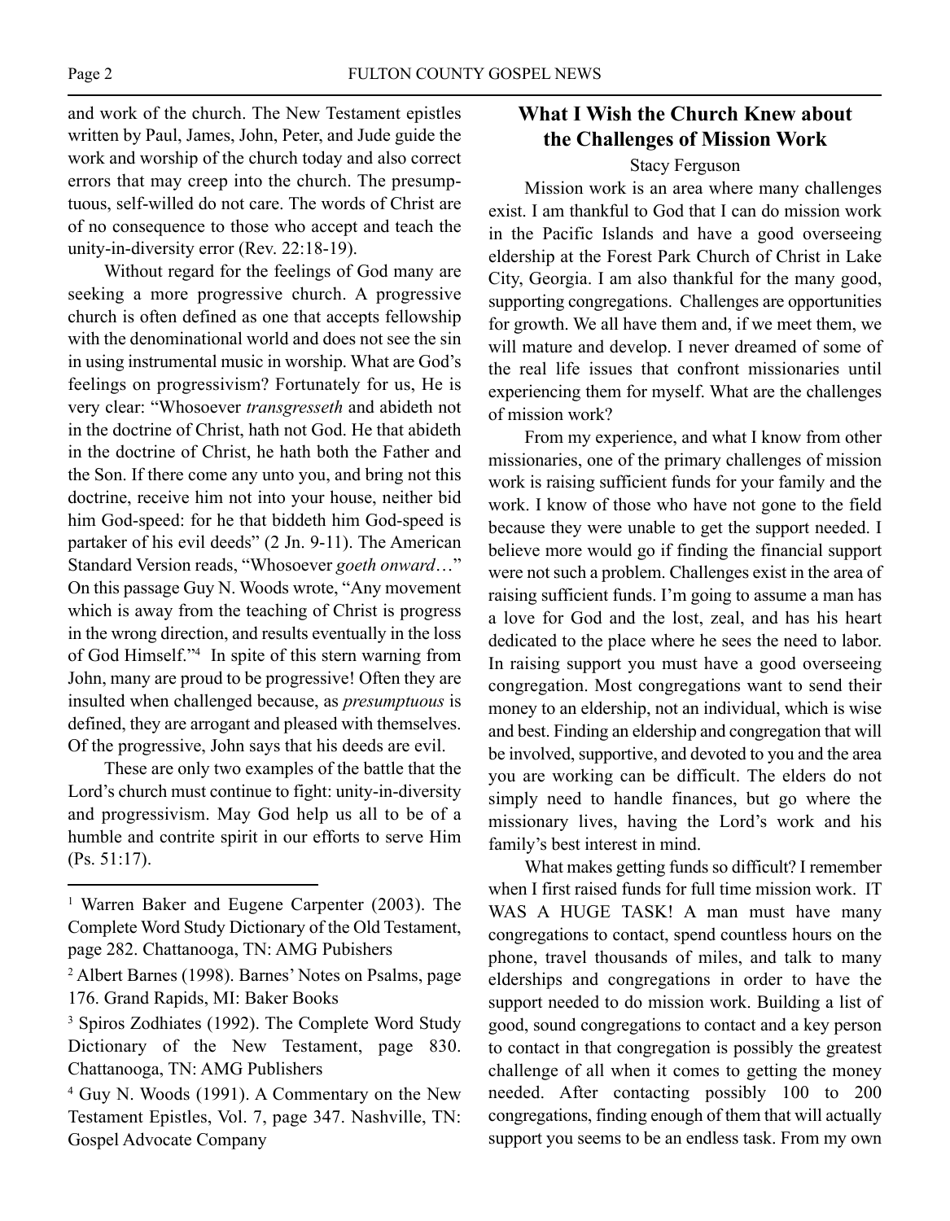and work of the church. The New Testament epistles written by Paul, James, John, Peter, and Jude guide the work and worship of the church today and also correct errors that may creep into the church. The presumptuous, self-willed do not care. The words of Christ are of no consequence to those who accept and teach the unity-in-diversity error (Rev. 22:18-19).

Without regard for the feelings of God many are seeking a more progressive church. A progressive church is often defined as one that accepts fellowship with the denominational world and does not see the sin in using instrumental music in worship. What are God's feelings on progressivism? Fortunately for us, He is very clear: "Whosoever *transgresseth* and abideth not in the doctrine of Christ, hath not God. He that abideth in the doctrine of Christ, he hath both the Father and the Son. If there come any unto you, and bring not this doctrine, receive him not into your house, neither bid him God-speed: for he that biddeth him God-speed is partaker of his evil deeds" (2 Jn. 9-11). The American Standard Version reads, "Whosoever *goeth onward*…" On this passage Guy N. Woods wrote, "Any movement which is away from the teaching of Christ is progress in the wrong direction, and results eventually in the loss of God Himself."[4] In spite of this stern warning from John, many are proud to be progressive! Often they are insulted when challenged because, as *presumptuous* is defined, they are arrogant and pleased with themselves. Of the progressive, John says that his deeds are evil.

These are only two examples of the battle that the Lord's church must continue to fight: unity-in-diversity and progressivism. May God help us all to be of a humble and contrite spirit in our efforts to serve Him (Ps. 51:17).

---

[1] Warren Baker and Eugene Carpenter (2003). The Complete Word Study Dictionary of the Old Testament, page 282. Chattanooga, TN: AMG Pubishers

[2] Albert Barnes (1998). Barnes' Notes on Psalms, page 176. Grand Rapids, MI: Baker Books

[3] Spiros Zodhiates (1992). The Complete Word Study Dictionary of the New Testament, page 830. Chattanooga, TN: AMG Publishers

[4] Guy N. Woods (1991). A Commentary on the New Testament Epistles, Vol. 7, page 347. Nashville, TN: Gospel Advocate Company

## What I Wish the Church Knew about the Challenges of Mission Work

Stacy Ferguson

Mission work is an area where many challenges exist. I am thankful to God that I can do mission work in the Pacific Islands and have a good overseeing eldership at the Forest Park Church of Christ in Lake City, Georgia. I am also thankful for the many good, supporting congregations. Challenges are opportunities for growth. We all have them and, if we meet them, we will mature and develop. I never dreamed of some of the real life issues that confront missionaries until experiencing them for myself. What are the challenges of mission work?

From my experience, and what I know from other missionaries, one of the primary challenges of mission work is raising sufficient funds for your family and the work. I know of those who have not gone to the field because they were unable to get the support needed. I believe more would go if finding the financial support were not such a problem. Challenges exist in the area of raising sufficient funds. I'm going to assume a man has a love for God and the lost, zeal, and has his heart dedicated to the place where he sees the need to labor. In raising support you must have a good overseeing congregation. Most congregations want to send their money to an eldership, not an individual, which is wise and best. Finding an eldership and congregation that will be involved, supportive, and devoted to you and the area you are working can be difficult. The elders do not simply need to handle finances, but go where the missionary lives, having the Lord's work and his family's best interest in mind.

What makes getting funds so difficult? I remember when I first raised funds for full time mission work. IT WAS A HUGE TASK! A man must have many congregations to contact, spend countless hours on the phone, travel thousands of miles, and talk to many elderships and congregations in order to have the support needed to do mission work. Building a list of good, sound congregations to contact and a key person to contact in that congregation is possibly the greatest challenge of all when it comes to getting the money needed. After contacting possibly 100 to 200 congregations, finding enough of them that will actually support you seems to be an endless task. From my own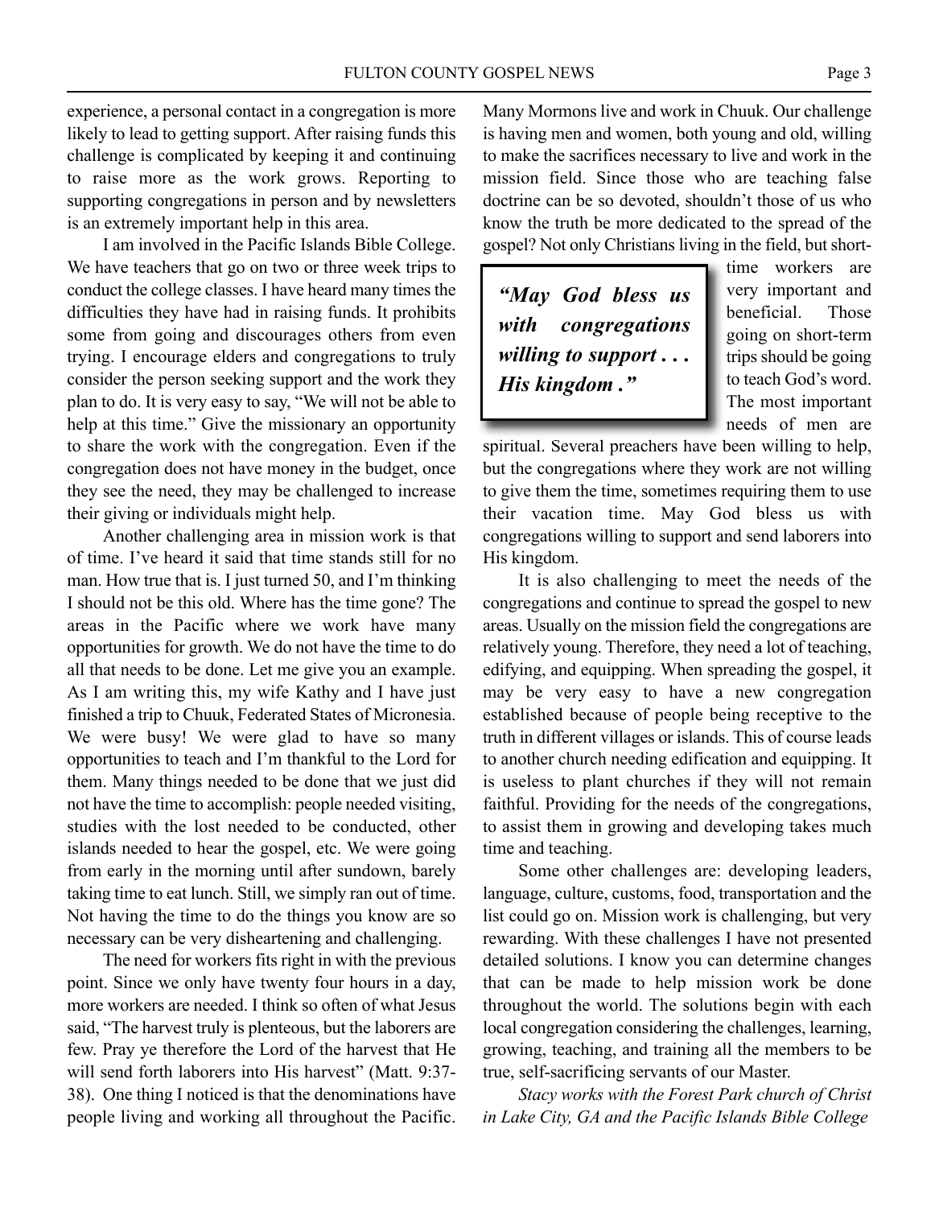experience, a personal contact in a congregation is more likely to lead to getting support. After raising funds this challenge is complicated by keeping it and continuing to raise more as the work grows. Reporting to supporting congregations in person and by newsletters is an extremely important help in this area.

I am involved in the Pacific Islands Bible College. We have teachers that go on two or three week trips to conduct the college classes. I have heard many times the difficulties they have had in raising funds. It prohibits some from going and discourages others from even trying. I encourage elders and congregations to truly consider the person seeking support and the work they plan to do. It is very easy to say, "We will not be able to help at this time." Give the missionary an opportunity to share the work with the congregation. Even if the congregation does not have money in the budget, once they see the need, they may be challenged to increase their giving or individuals might help.

Another challenging area in mission work is that of time. I've heard it said that time stands still for no man. How true that is. I just turned 50, and I'm thinking I should not be this old. Where has the time gone? The areas in the Pacific where we work have many opportunities for growth. We do not have the time to do all that needs to be done. Let me give you an example. As I am writing this, my wife Kathy and I have just finished a trip to Chuuk, Federated States of Micronesia. We were busy! We were glad to have so many opportunities to teach and I'm thankful to the Lord for them. Many things needed to be done that we just did not have the time to accomplish: people needed visiting, studies with the lost needed to be conducted, other islands needed to hear the gospel, etc. We were going from early in the morning until after sundown, barely taking time to eat lunch. Still, we simply ran out of time. Not having the time to do the things you know are so necessary can be very disheartening and challenging.

The need for workers fits right in with the previous point. Since we only have twenty four hours in a day, more workers are needed. I think so often of what Jesus said, "The harvest truly is plenteous, but the laborers are few. Pray ye therefore the Lord of the harvest that He will send forth laborers into His harvest" (Matt. 9:37-38). One thing I noticed is that the denominations have people living and working all throughout the Pacific. Many Mormons live and work in Chuuk. Our challenge is having men and women, both young and old, willing to make the sacrifices necessary to live and work in the mission field. Since those who are teaching false doctrine can be so devoted, shouldn't those of us who know the truth be more dedicated to the spread of the gospel? Not only Christians living in the field, but short-time workers are very important and beneficial. Those going on short-term trips should be going to teach God's word. The most important needs of men are spiritual. Several preachers have been willing to help, but the congregations where they work are not willing to give them the time, sometimes requiring them to use their vacation time. May God bless us with congregations willing to support and send laborers into His kingdom.

> ***"May God bless us with congregations willing to support . . . His kingdom ."***

It is also challenging to meet the needs of the congregations and continue to spread the gospel to new areas. Usually on the mission field the congregations are relatively young. Therefore, they need a lot of teaching, edifying, and equipping. When spreading the gospel, it may be very easy to have a new congregation established because of people being receptive to the truth in different villages or islands. This of course leads to another church needing edification and equipping. It is useless to plant churches if they will not remain faithful. Providing for the needs of the congregations, to assist them in growing and developing takes much time and teaching.

Some other challenges are: developing leaders, language, culture, customs, food, transportation and the list could go on. Mission work is challenging, but very rewarding. With these challenges I have not presented detailed solutions. I know you can determine changes that can be made to help mission work be done throughout the world. The solutions begin with each local congregation considering the challenges, learning, growing, teaching, and training all the members to be true, self-sacrificing servants of our Master.

*Stacy works with the Forest Park church of Christ in Lake City, GA and the Pacific Islands Bible College*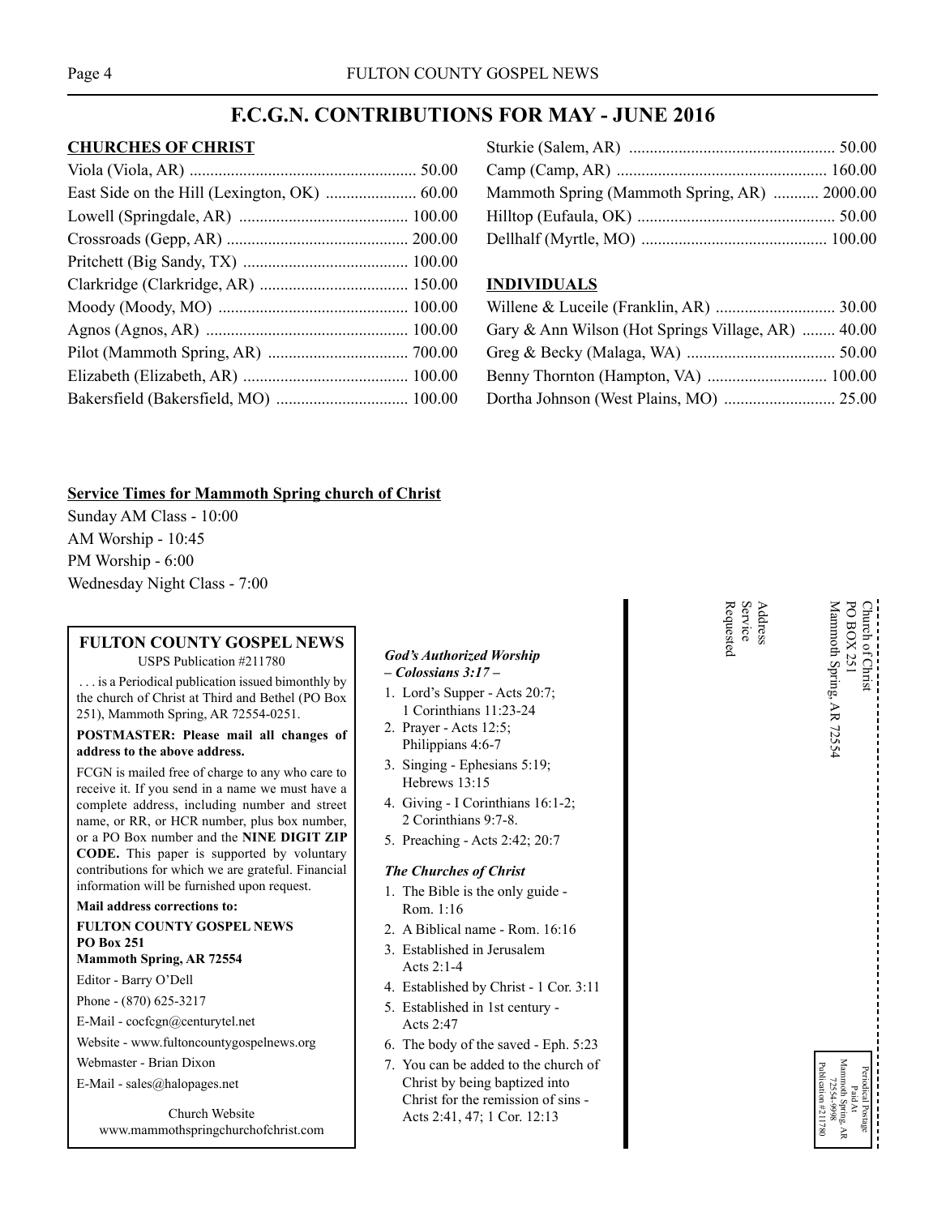# F.C.G.N. CONTRIBUTIONS FOR MAY - JUNE 2016

## CHURCHES OF CHRIST

| | |
|---|---|
| Viola (Viola, AR) | 50.00 |
| East Side on the Hill (Lexington, OK) | 60.00 |
| Lowell (Springdale, AR) | 100.00 |
| Crossroads (Gepp, AR) | 200.00 |
| Pritchett (Big Sandy, TX) | 100.00 |
| Clarkridge (Clarkridge, AR) | 150.00 |
| Moody (Moody, MO) | 100.00 |
| Agnos (Agnos, AR) | 100.00 |
| Pilot (Mammoth Spring, AR) | 700.00 |
| Elizabeth (Elizabeth, AR) | 100.00 |
| Bakersfield (Bakersfield, MO) | 100.00 |
| Sturkie (Salem, AR) | 50.00 |
| Camp (Camp, AR) | 160.00 |
| Mammoth Spring (Mammoth Spring, AR) | 2000.00 |
| Hilltop (Eufaula, OK) | 50.00 |
| Dellhalf (Myrtle, MO) | 100.00 |

## INDIVIDUALS

| | |
|---|---|
| Willene & Luceile (Franklin, AR) | 30.00 |
| Gary & Ann Wilson (Hot Springs Village, AR) | 40.00 |
| Greg & Becky (Malaga, WA) | 50.00 |
| Benny Thornton (Hampton, VA) | 100.00 |
| Dortha Johnson (West Plains, MO) | 25.00 |

**Service Times for Mammoth Spring church of Christ**

Sunday AM Class - 10:00
AM Worship - 10:45
PM Worship - 6:00
Wednesday Night Class - 7:00

**FULTON COUNTY GOSPEL NEWS**
USPS Publication #211780

. . . is a Periodical publication issued bimonthly by the church of Christ at Third and Bethel (PO Box 251), Mammoth Spring, AR 72554-0251.

**POSTMASTER: Please mail all changes of address to the above address.**

FCGN is mailed free of charge to any who care to receive it. If you send in a name we must have a complete address, including number and street name, or RR, or HCR number, plus box number, or a PO Box number and the **NINE DIGIT ZIP CODE.** This paper is supported by voluntary contributions for which we are grateful. Financial information will be furnished upon request.

**Mail address corrections to:**

**FULTON COUNTY GOSPEL NEWS**
**PO Box 251**
**Mammoth Spring, AR 72554**

Editor - Barry O'Dell

Phone - (870) 625-3217

E-Mail - cocfcgn@centurytel.net

Website - www.fultoncountygospelnews.org

Webmaster - Brian Dixon

E-Mail - sales@halopages.net

Church Website
www.mammothspringchurchofchrist.com

***God's Authorized Worship***
***– Colossians 3:17 –***

1. Lord's Supper - Acts 20:7; 1 Corinthians 11:23-24
2. Prayer - Acts 12:5; Philippians 4:6-7
3. Singing - Ephesians 5:19; Hebrews 13:15
4. Giving - I Corinthians 16:1-2; 2 Corinthians 9:7-8.
5. Preaching - Acts 2:42; 20:7

***The Churches of Christ***

1. The Bible is the only guide - Rom. 1:16
2. A Biblical name - Rom. 16:16
3. Established in Jerusalem Acts 2:1-4
4. Established by Christ - 1 Cor. 3:11
5. Established in 1st century - Acts 2:47
6. The body of the saved - Eph. 5:23
7. You can be added to the church of Christ by being baptized into Christ for the remission of sins - Acts 2:41, 47; 1 Cor. 12:13

Church of Christ
PO BOX 251
Mammoth Spring, AR 72554

Address
Service
Requested

Periodical Postage
Paid At
Mammoth Spring, AR
72554-9998
Publication #211780